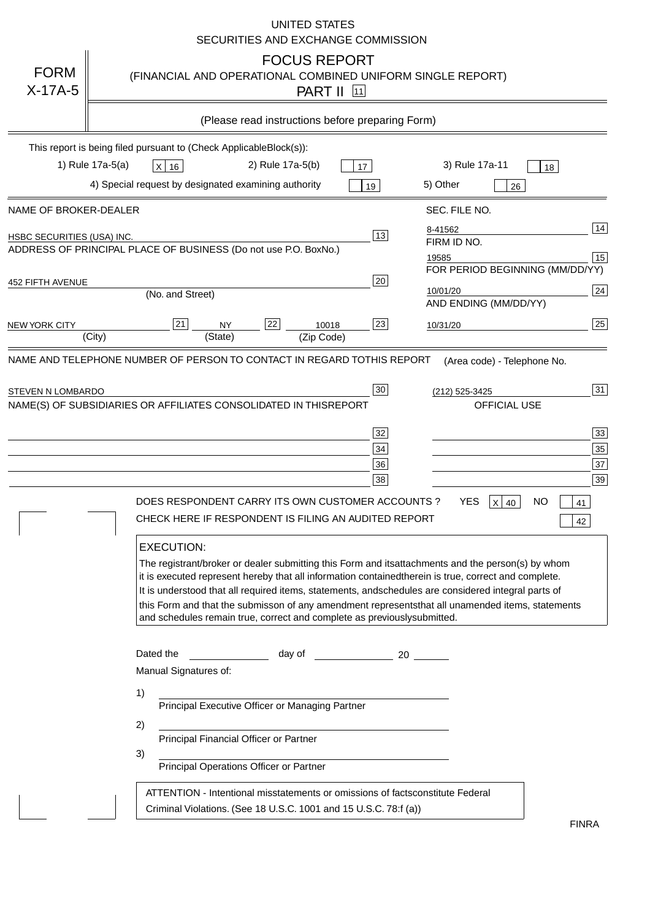UNITED STATES
SECURITIES AND EXCHANGE COMMISSION

# FORM X-17A-5

## FOCUS REPORT
(FINANCIAL AND OPERATIONAL COMBINED UNIFORM SINGLE REPORT)
PART II [11]

(Please read instructions before preparing Form)

This report is being filed pursuant to (Check ApplicableBlock(s)):

1) Rule 17a-5(a) [X] 16    2) Rule 17a-5(b) [ ] 17    3) Rule 17a-11 [ ] 18

4) Special request by designated examining authority [ ] 19    5) Other [ ] 26

| NAME OF BROKER-DEALER | | SEC. FILE NO. | |
|---|---|---|---|
| HSBC SECURITIES (USA) INC. | 13 | 8-41562 | 14 |
| ADDRESS OF PRINCIPAL PLACE OF BUSINESS (Do not use P.O. BoxNo.) | | FIRM ID NO. | |
| | | 19585 | 15 |
| | | FOR PERIOD BEGINNING (MM/DD/YY) | |
| 452 FIFTH AVENUE (No. and Street) | 20 | 10/01/20 | 24 |
| | | AND ENDING (MM/DD/YY) | |
| NEW YORK CITY (City) [21] NY (State) [22] 10018 (Zip Code) | 23 | 10/31/20 | 25 |

| NAME AND TELEPHONE NUMBER OF PERSON TO CONTACT IN REGARD TOTHIS REPORT | | (Area code) - Telephone No. | |
|---|---|---|---|
| STEVEN N LOMBARDO | 30 | (212) 525-3425 | 31 |
| NAME(S) OF SUBSIDIARIES OR AFFILIATES CONSOLIDATED IN THISREPORT | | OFFICIAL USE | |
| | 32 | | 33 |
| | 34 | | 35 |
| | 36 | | 37 |
| | 38 | | 39 |

DOES RESPONDENT CARRY ITS OWN CUSTOMER ACCOUNTS ? YES [X] 40 NO [ ] 41

CHECK HERE IF RESPONDENT IS FILING AN AUDITED REPORT [ ] 42

**EXECUTION:**

The registrant/broker or dealer submitting this Form and itsattachments and the person(s) by whom it is executed represent hereby that all information containedtherein is true, correct and complete. It is understood that all required items, statements, andschedules are considered integral parts of this Form and that the submisson of any amendment representsthat all unamended items, statements and schedules remain true, correct and complete as previouslysubmitted.

Dated the ______________ day of ______________ 20 ______

Manual Signatures of:

1) ________________________________
Principal Executive Officer or Managing Partner

2) ________________________________
Principal Financial Officer or Partner

3) ________________________________
Principal Operations Officer or Partner

ATTENTION - Intentional misstatements or omissions of factsconstitute Federal Criminal Violations. (See 18 U.S.C. 1001 and 15 U.S.C. 78:f (a))

FINRA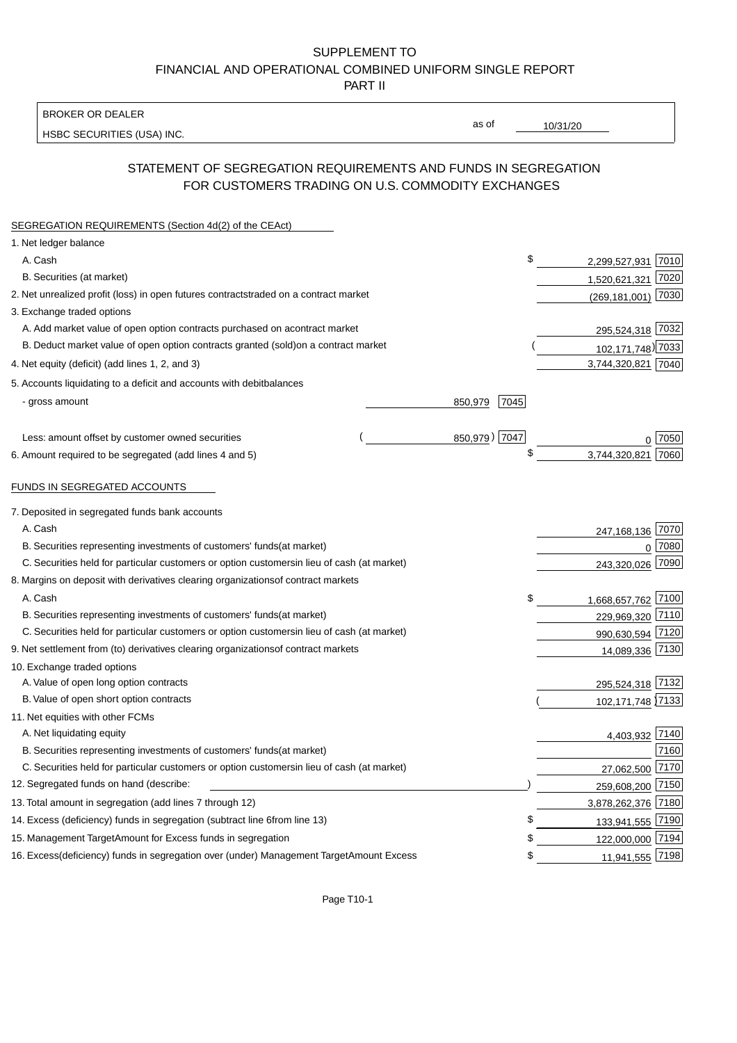SUPPLEMENT TO
FINANCIAL AND OPERATIONAL COMBINED UNIFORM SINGLE REPORT
PART II

BROKER OR DEALER
HSBC SECURITIES (USA) INC.

as of 10/31/20

## STATEMENT OF SEGREGATION REQUIREMENTS AND FUNDS IN SEGREGATION FOR CUSTOMERS TRADING ON U.S. COMMODITY EXCHANGES

SEGREGATION REQUIREMENTS (Section 4d(2) of the CEAct)

| | | | | | |
|---|---|---|---|---|---|
| 1. Net ledger balance | | | | | |
| A. Cash | | | $ | 2,299,527,931 | 7010 |
| B. Securities (at market) | | | | 1,520,621,321 | 7020 |
| 2. Net unrealized profit (loss) in open futures contracts traded on a contract market | | | | (269,181,001) | 7030 |
| 3. Exchange traded options | | | | | |
| A. Add market value of open option contracts purchased on a contract market | | | | 295,524,318 | 7032 |
| B. Deduct market value of open option contracts granted (sold) on a contract market | | | | (102,171,748) | 7033 |
| 4. Net equity (deficit) (add lines 1, 2, and 3) | | | | 3,744,320,821 | 7040 |
| 5. Accounts liquidating to a deficit and accounts with debit balances | | | | | |
| - gross amount | 850,979 | 7045 | | | |
| Less: amount offset by customer owned securities | (850,979) | 7047 | | 0 | 7050 |
| 6. Amount required to be segregated (add lines 4 and 5) | | | $ | 3,744,320,821 | 7060 |

FUNDS IN SEGREGATED ACCOUNTS

| | | | |
|---|---|---|---|
| 7. Deposited in segregated funds bank accounts | | | |
| A. Cash | | 247,168,136 | 7070 |
| B. Securities representing investments of customers' funds (at market) | | 0 | 7080 |
| C. Securities held for particular customers or option customers in lieu of cash (at market) | | 243,320,026 | 7090 |
| 8. Margins on deposit with derivatives clearing organizations of contract markets | | | |
| A. Cash | $ | 1,668,657,762 | 7100 |
| B. Securities representing investments of customers' funds (at market) | | 229,969,320 | 7110 |
| C. Securities held for particular customers or option customers in lieu of cash (at market) | | 990,630,594 | 7120 |
| 9. Net settlement from (to) derivatives clearing organizations of contract markets | | 14,089,336 | 7130 |
| 10. Exchange traded options | | | |
| A. Value of open long option contracts | | 295,524,318 | 7132 |
| B. Value of open short option contracts | | (102,171,748) | 7133 |
| 11. Net equities with other FCMs | | | |
| A. Net liquidating equity | | 4,403,932 | 7140 |
| B. Securities representing investments of customers' funds (at market) | | | 7160 |
| C. Securities held for particular customers or option customers in lieu of cash (at market) | | 27,062,500 | 7170 |
| 12. Segregated funds on hand (describe: ) | | 259,608,200 | 7150 |
| 13. Total amount in segregation (add lines 7 through 12) | | 3,878,262,376 | 7180 |
| 14. Excess (deficiency) funds in segregation (subtract line 6 from line 13) | $ | 133,941,555 | 7190 |
| 15. Management Target Amount for Excess funds in segregation | $ | 122,000,000 | 7194 |
| 16. Excess (deficiency) funds in segregation over (under) Management Target Amount Excess | $ | 11,941,555 | 7198 |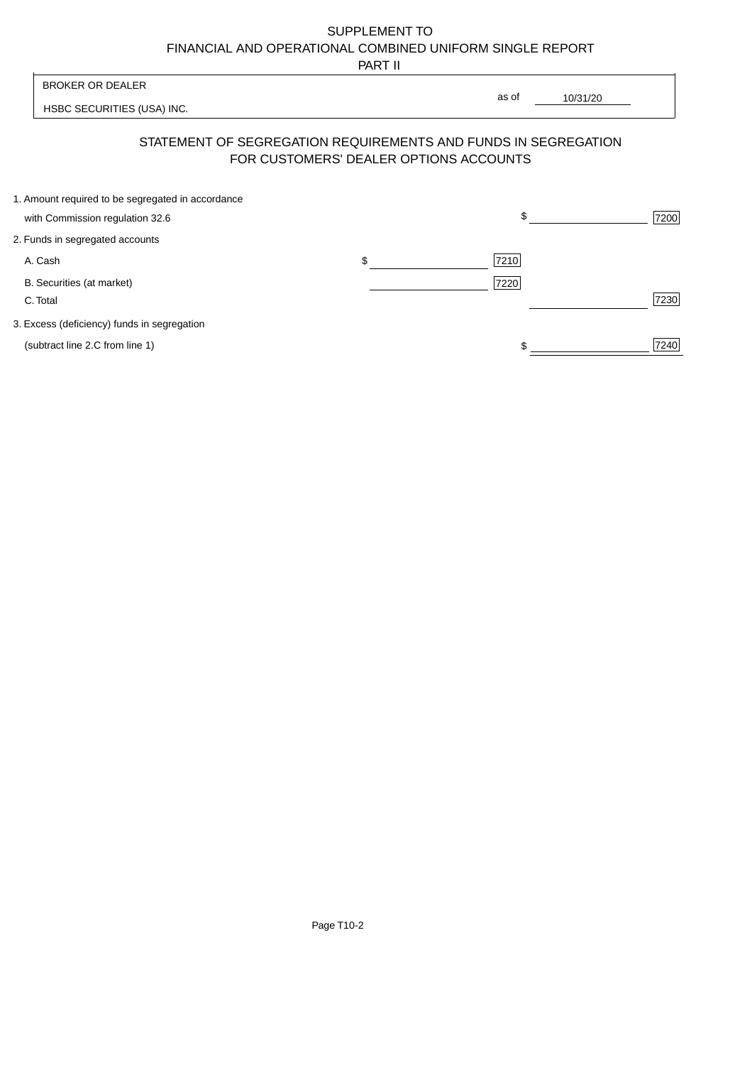SUPPLEMENT TO
FINANCIAL AND OPERATIONAL COMBINED UNIFORM SINGLE REPORT
PART II

BROKER OR DEALER

HSBC SECURITIES (USA) INC.

as of 10/31/20

## STATEMENT OF SEGREGATION REQUIREMENTS AND FUNDS IN SEGREGATION FOR CUSTOMERS' DEALER OPTIONS ACCOUNTS

| | | | | |
|---|---|---|---|---|
| 1. Amount required to be segregated in accordance with Commission regulation 32.6 | | | $ | 7200 |
| 2. Funds in segregated accounts | | | | |
| A. Cash | $ | 7210 | | |
| B. Securities (at market) | | 7220 | | |
| C. Total | | | | 7230 |
| 3. Excess (deficiency) funds in segregation (subtract line 2.C from line 1) | | | $ | 7240 |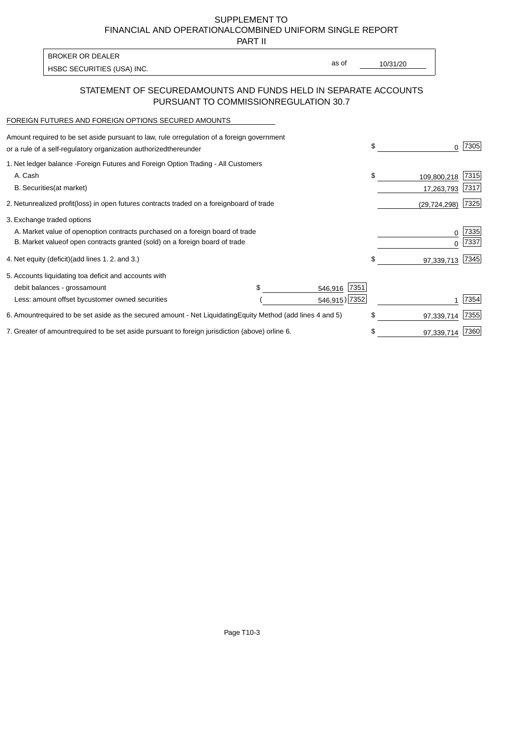# SUPPLEMENT TO
# FINANCIAL AND OPERATIONALCOMBINED UNIFORM SINGLE REPORT
## PART II

| BROKER OR DEALER | | |
|---|---|---|
| HSBC SECURITIES (USA) INC. | as of | 10/31/20 |

## STATEMENT OF SECUREDAMOUNTS AND FUNDS HELD IN SEPARATE ACCOUNTS PURSUANT TO COMMISSIONREGULATION 30.7

FOREIGN FUTURES AND FOREIGN OPTIONS SECURED AMOUNTS

| | | | | | |
|---|---|---|---|---|---|
| Amount required to be set aside pursuant to law, rule orregulation of a foreign government or a rule of a self-regulatory organization authorizedthereunder | | | $ | 0 | 7305 |
| 1. Net ledger balance -Foreign Futures and Foreign Option Trading - All Customers | | | | | |
| A. Cash | | | $ | 109,800,218 | 7315 |
| B. Securities(at market) | | | | 17,263,793 | 7317 |
| 2. Netunrealized profit(loss) in open futures contracts traded on a foreignboard of trade | | | | (29,724,298) | 7325 |
| 3. Exchange traded options | | | | | |
| A. Market value of openoption contracts purchased on a foreign board of trade | | | | 0 | 7335 |
| B. Market valueof open contracts granted (sold) on a foreign board of trade | | | | 0 | 7337 |
| 4. Net equity (deficit)(add lines 1. 2. and 3.) | | | $ | 97,339,713 | 7345 |
| 5. Accounts liquidating toa deficit and accounts with | | | | | |
| debit balances - grossamount | $ 546,916 | 7351 | | | |
| Less: amount offset bycustomer owned securities | ( 546,915) | 7352 | | 1 | 7354 |
| 6. Amountrequired to be set aside as the secured amount - Net LiquidatingEquity Method (add lines 4 and 5) | | | $ | 97,339,714 | 7355 |
| 7. Greater of amountrequired to be set aside pursuant to foreign jurisdiction (above) orline 6. | | | $ | 97,339,714 | 7360 |

Page T10-3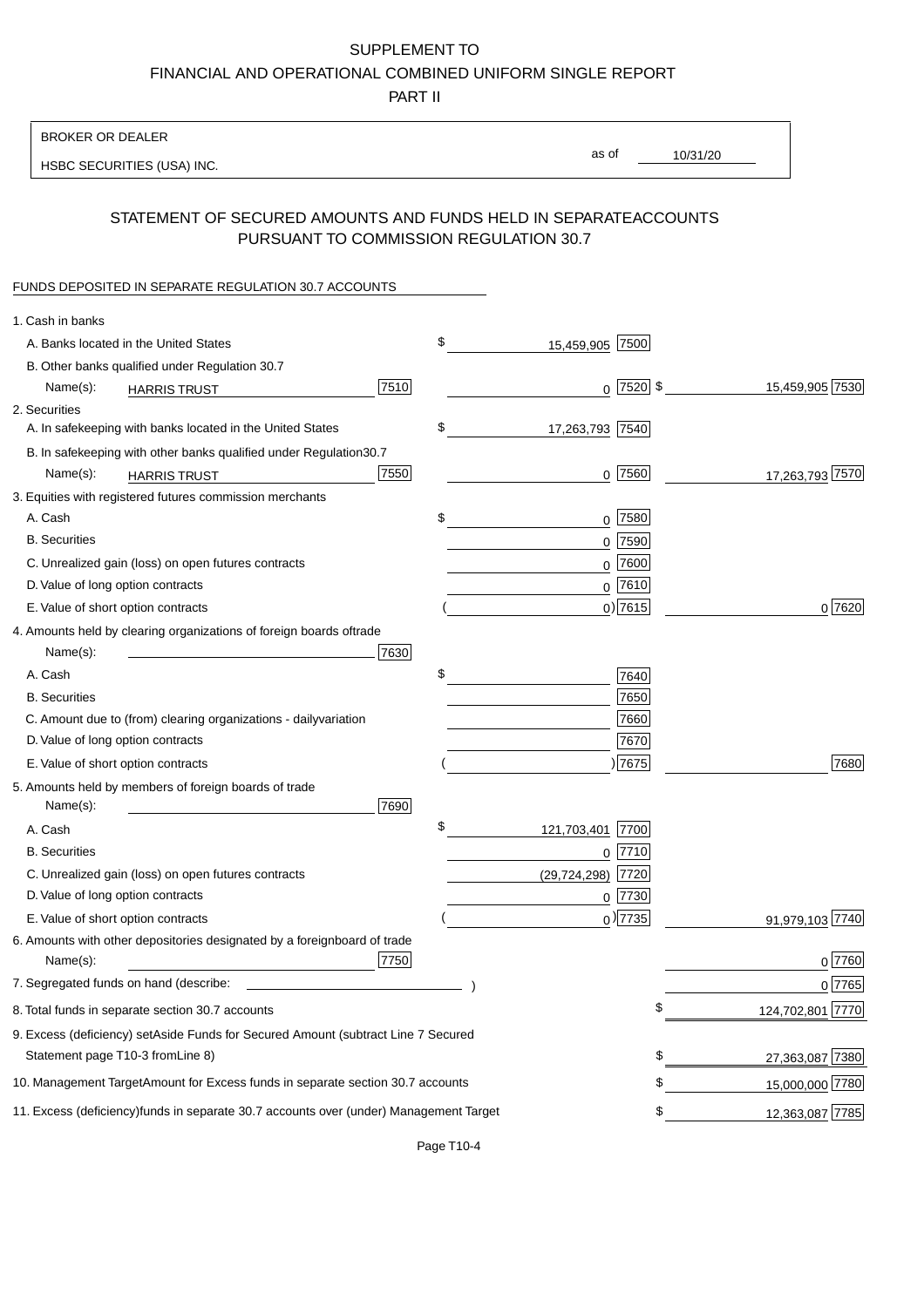SUPPLEMENT TO
FINANCIAL AND OPERATIONAL COMBINED UNIFORM SINGLE REPORT
PART II

| BROKER OR DEALER | | |
|---|---|---|
| HSBC SECURITIES (USA) INC. | as of | 10/31/20 |

## STATEMENT OF SECURED AMOUNTS AND FUNDS HELD IN SEPARATEACCOUNTS PURSUANT TO COMMISSION REGULATION 30.7

FUNDS DEPOSITED IN SEPARATE REGULATION 30.7 ACCOUNTS

| | | | |
|---|---|---|---|
| 1. Cash in banks | | | |
| A. Banks located in the United States | | $ 15,459,905 [7500] | |
| B. Other banks qualified under Regulation 30.7 | | | |
| Name(s): HARRIS TRUST | [7510] | 0 [7520] | $ 15,459,905 [7530] |
| 2. Securities | | | |
| A. In safekeeping with banks located in the United States | | $ 17,263,793 [7540] | |
| B. In safekeeping with other banks qualified under Regulation30.7 | | | |
| Name(s): HARRIS TRUST | [7550] | 0 [7560] | 17,263,793 [7570] |
| 3. Equities with registered futures commission merchants | | | |
| A. Cash | | $ 0 [7580] | |
| B. Securities | | 0 [7590] | |
| C. Unrealized gain (loss) on open futures contracts | | 0 [7600] | |
| D. Value of long option contracts | | 0 [7610] | |
| E. Value of short option contracts | | ( 0) [7615] | 0 [7620] |
| 4. Amounts held by clearing organizations of foreign boards oftrade | | | |
| Name(s): | [7630] | | |
| A. Cash | | $ [7640] | |
| B. Securities | | [7650] | |
| C. Amount due to (from) clearing organizations - dailyvariation | | [7660] | |
| D. Value of long option contracts | | [7670] | |
| E. Value of short option contracts | | ( ) [7675] | [7680] |
| 5. Amounts held by members of foreign boards of trade | | | |
| Name(s): | [7690] | | |
| A. Cash | | $ 121,703,401 [7700] | |
| B. Securities | | 0 [7710] | |
| C. Unrealized gain (loss) on open futures contracts | | (29,724,298) [7720] | |
| D. Value of long option contracts | | 0 [7730] | |
| E. Value of short option contracts | | ( 0) [7735] | 91,979,103 [7740] |
| 6. Amounts with other depositories designated by a foreignboard of trade | | | |
| Name(s): | [7750] | | 0 [7760] |
| 7. Segregated funds on hand (describe: ) | | | 0 [7765] |
| 8. Total funds in separate section 30.7 accounts | | | $ 124,702,801 [7770] |
| 9. Excess (deficiency) setAside Funds for Secured Amount (subtract Line 7 Secured Statement page T10-3 fromLine 8) | | | $ 27,363,087 [7380] |
| 10. Management TargetAmount for Excess funds in separate section 30.7 accounts | | | $ 15,000,000 [7780] |
| 11. Excess (deficiency)funds in separate 30.7 accounts over (under) Management Target | | | $ 12,363,087 [7785] |

Page T10-4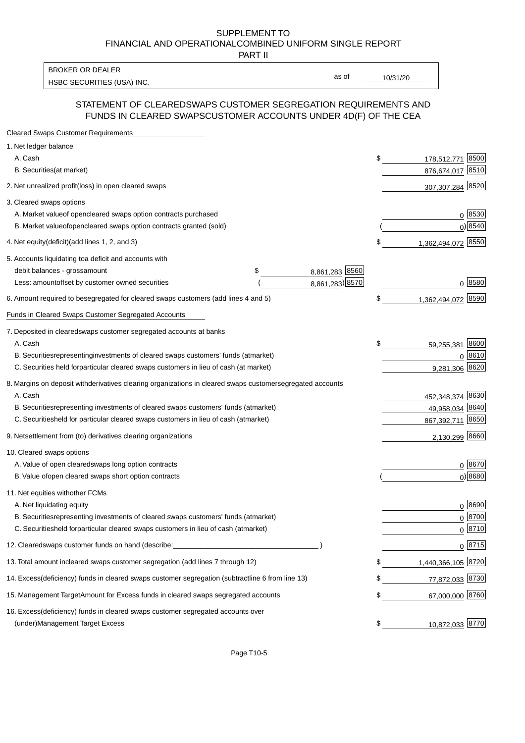SUPPLEMENT TO
FINANCIAL AND OPERATIONAL COMBINED UNIFORM SINGLE REPORT
PART II

| BROKER OR DEALER | | |
|---|---|---|
| HSBC SECURITIES (USA) INC. | as of | 10/31/20 |

## STATEMENT OF CLEARED SWAPS CUSTOMER SEGREGATION REQUIREMENTS AND FUNDS IN CLEARED SWAPS CUSTOMER ACCOUNTS UNDER 4D(F) OF THE CEA

**Cleared Swaps Customer Requirements**

| | | | | |
|---|---|---|---|---|
| 1. Net ledger balance | | | | |
| A. Cash | | | $ 178,512,771 | 8500 |
| B. Securities (at market) | | | 876,674,017 | 8510 |
| 2. Net unrealized profit (loss) in open cleared swaps | | | 307,307,284 | 8520 |
| 3. Cleared swaps options | | | | |
| A. Market value of open cleared swaps option contracts purchased | | | 0 | 8530 |
| B. Market value of open cleared swaps option contracts granted (sold) | | | ( 0) | 8540 |
| 4. Net equity (deficit) (add lines 1, 2, and 3) | | | $ 1,362,494,072 | 8550 |
| 5. Accounts liquidating to a deficit and accounts with | | | | |
| debit balances - gross amount | $ 8,861,283 | 8560 | | |
| Less: amount offset by customer owned securities | ( 8,861,283) | 8570 | 0 | 8580 |
| 6. Amount required to be segregated for cleared swaps customers (add lines 4 and 5) | | | $ 1,362,494,072 | 8590 |

**Funds in Cleared Swaps Customer Segregated Accounts**

| | | |
|---|---|---|
| 7. Deposited in cleared swaps customer segregated accounts at banks | | |
| A. Cash | $ 59,255,381 | 8600 |
| B. Securities representing investments of cleared swaps customers' funds (at market) | 0 | 8610 |
| C. Securities held for particular cleared swaps customers in lieu of cash (at market) | 9,281,306 | 8620 |
| 8. Margins on deposit with derivatives clearing organizations in cleared swaps customer segregated accounts | | |
| A. Cash | 452,348,374 | 8630 |
| B. Securities representing investments of cleared swaps customers' funds (at market) | 49,958,034 | 8640 |
| C. Securities held for particular cleared swaps customers in lieu of cash (at market) | 867,392,711 | 8650 |
| 9. Net settlement from (to) derivatives clearing organizations | 2,130,299 | 8660 |
| 10. Cleared swaps options | | |
| A. Value of open cleared swaps long option contracts | 0 | 8670 |
| B. Value of open cleared swaps short option contracts | ( 0) | 8680 |
| 11. Net equities with other FCMs | | |
| A. Net liquidating equity | 0 | 8690 |
| B. Securities representing investments of cleared swaps customers' funds (at market) | 0 | 8700 |
| C. Securities held for particular cleared swaps customers in lieu of cash (at market) | 0 | 8710 |
| 12. Cleared swaps customer funds on hand (describe: ____________________ ) | 0 | 8715 |
| 13. Total amount in cleared swaps customer segregation (add lines 7 through 12) | $ 1,440,366,105 | 8720 |
| 14. Excess (deficiency) funds in cleared swaps customer segregation (subtract line 6 from line 13) | $ 77,872,033 | 8730 |
| 15. Management Target Amount for Excess funds in cleared swaps segregated accounts | $ 67,000,000 | 8760 |
| 16. Excess (deficiency) funds in cleared swaps customer segregated accounts over (under) Management Target Excess | $ 10,872,033 | 8770 |

Page T10-5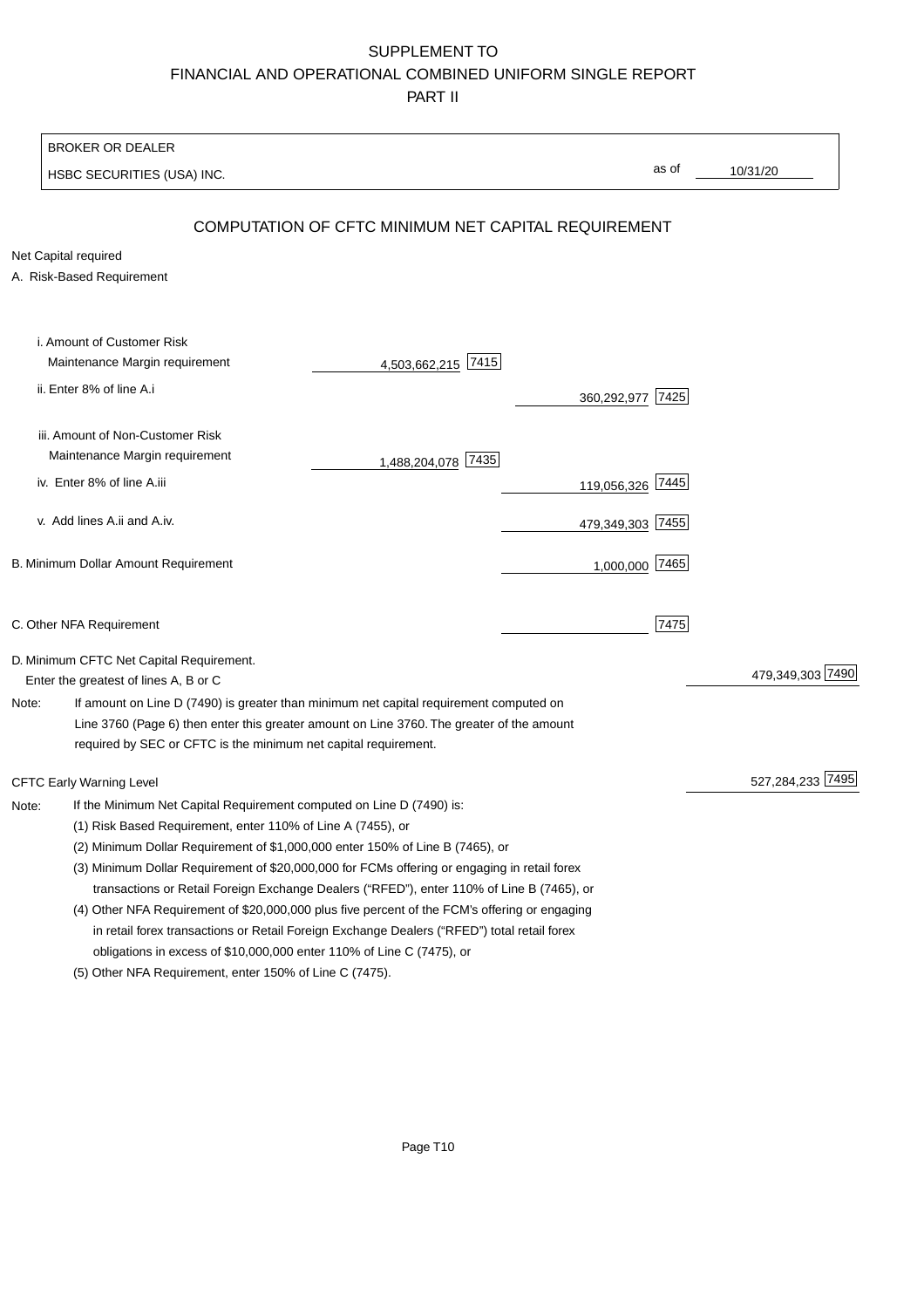# SUPPLEMENT TO FINANCIAL AND OPERATIONAL COMBINED UNIFORM SINGLE REPORT PART II

| | |
|---|---|
| BROKER OR DEALER | |
| HSBC SECURITIES (USA) INC. | as of 10/31/20 |

## COMPUTATION OF CFTC MINIMUM NET CAPITAL REQUIREMENT

Net Capital required

A. Risk-Based Requirement

| | | | |
|---|---|---|---|
| i. Amount of Customer Risk Maintenance Margin requirement | 4,503,662,215 [7415] | | |
| ii. Enter 8% of line A.i | | 360,292,977 [7425] | |
| iii. Amount of Non-Customer Risk Maintenance Margin requirement | 1,488,204,078 [7435] | | |
| iv. Enter 8% of line A.iii | | 119,056,326 [7445] | |
| v. Add lines A.ii and A.iv. | | 479,349,303 [7455] | |
| B. Minimum Dollar Amount Requirement | | 1,000,000 [7465] | |
| C. Other NFA Requirement | | [7475] | |
| D. Minimum CFTC Net Capital Requirement. Enter the greatest of lines A, B or C | | | 479,349,303 [7490] |

Note: If amount on Line D (7490) is greater than minimum net capital requirement computed on Line 3760 (Page 6) then enter this greater amount on Line 3760. The greater of the amount required by SEC or CFTC is the minimum net capital requirement.

| | |
|---|---|
| CFTC Early Warning Level | 527,284,233 [7495] |

Note: If the Minimum Net Capital Requirement computed on Line D (7490) is:

(1) Risk Based Requirement, enter 110% of Line A (7455), or

(2) Minimum Dollar Requirement of $1,000,000 enter 150% of Line B (7465), or

(3) Minimum Dollar Requirement of $20,000,000 for FCMs offering or engaging in retail forex transactions or Retail Foreign Exchange Dealers ("RFED"), enter 110% of Line B (7465), or

(4) Other NFA Requirement of $20,000,000 plus five percent of the FCM's offering or engaging in retail forex transactions or Retail Foreign Exchange Dealers ("RFED") total retail forex obligations in excess of $10,000,000 enter 110% of Line C (7475), or

(5) Other NFA Requirement, enter 150% of Line C (7475).

Page T10